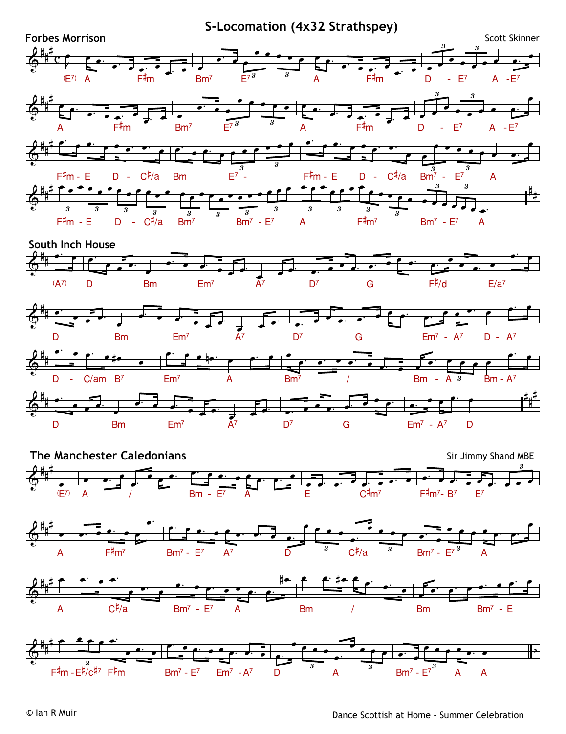# S-Locomation (4x32 Strathspey)

**Forbes Morrison** — Scott Skinner

(E7) A F♯m Bm7 E7 A F♯m D - E7 A - E7

A F♯m Bm7 E7 A F♯m D - E7 A - E7

F♯m - E D - C♯/a Bm E7 - F♯m - E D - C♯/a Bm7 - E7 A

F♯m - E D - C♯/a Bm7 Bm7 - E7 A F♯m7 Bm7 - E7 A

**South Inch House**

(A7) D Bm Em7 A7 D7 G F♯/d E/a7

D Bm Em7 A7 D7 G Em7 - A7 D - A7

D - C/am B7 Em7 A Bm7 / Bm - A Bm - A7

D Bm Em7 A7 D7 G Em7 - A7 D

**The Manchester Caledonians** — Sir Jimmy Shand MBE

(E7) A / Bm - E7 A E C♯m7 F♯m7- B7 E7

A F♯m7 Bm7 - E7 A7 D C♯/a Bm7 - E7 A

A C♯/a Bm7 - E7 A Bm / Bm Bm7 - E

F♯m - E♯/c♯7 F♯m Bm7 - E7 Em7 - A7 D A Bm7 - E7 A A

© Ian R Muir

Dance Scottish at Home - Summer Celebration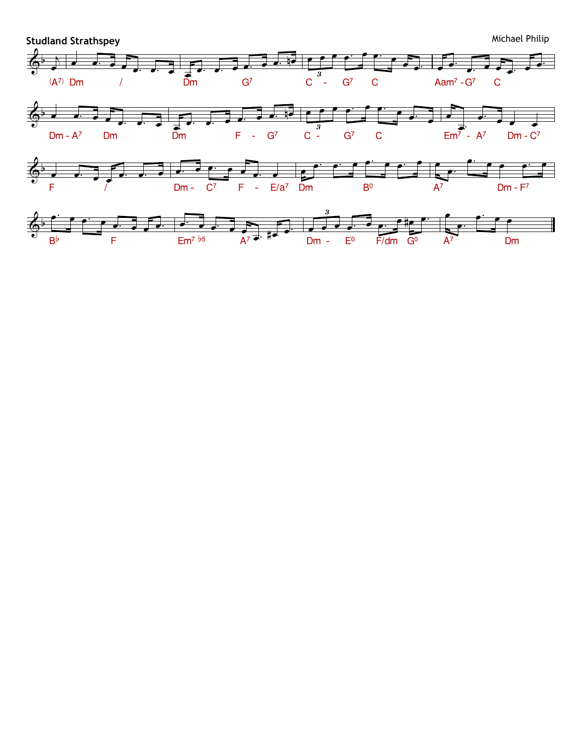**Studland Strathspey**

Michael Philip